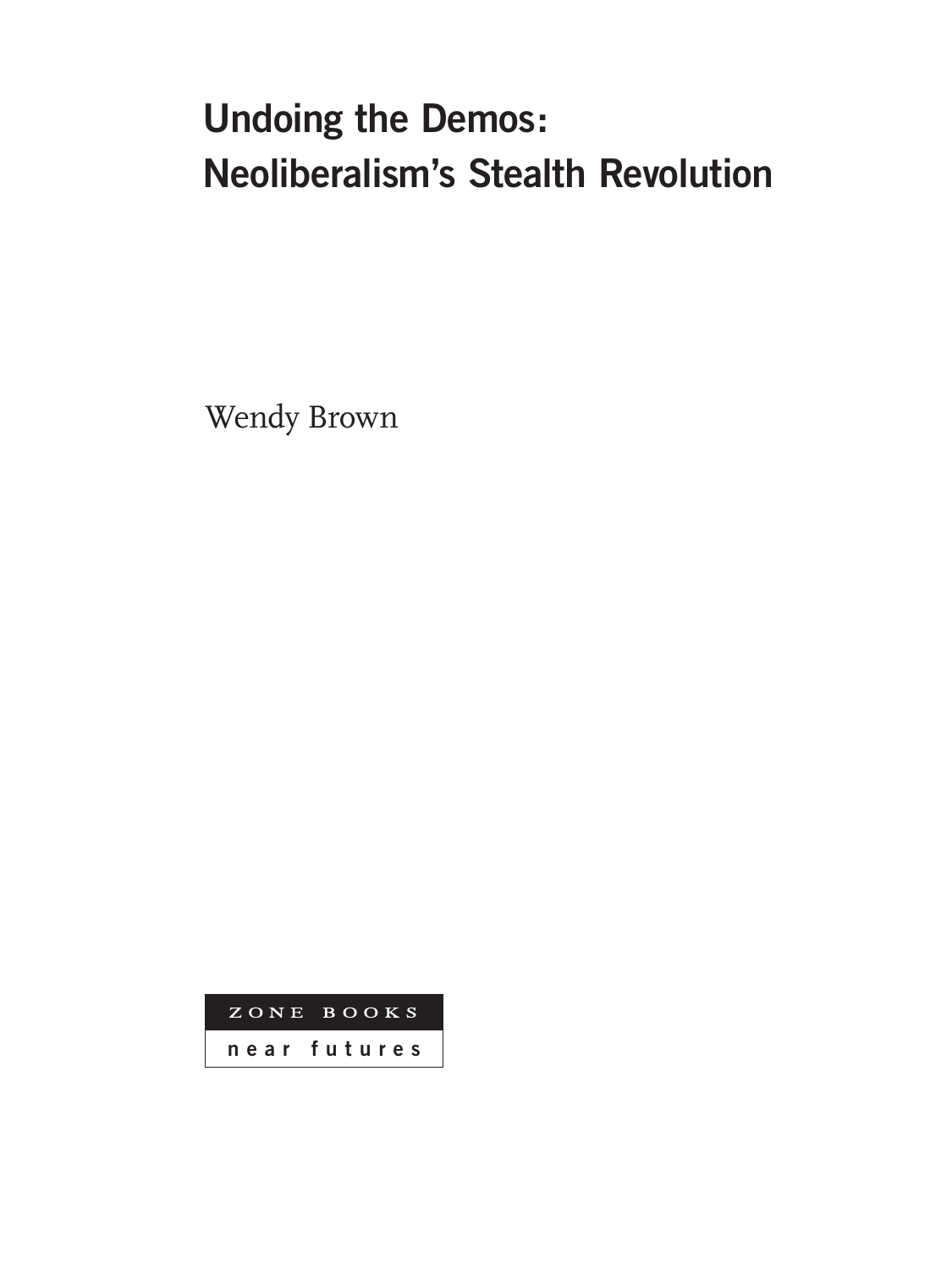# Undoing the Demos: Neoliberalism's Stealth Revolution

Wendy Brown

ZONE BOOKS

near futures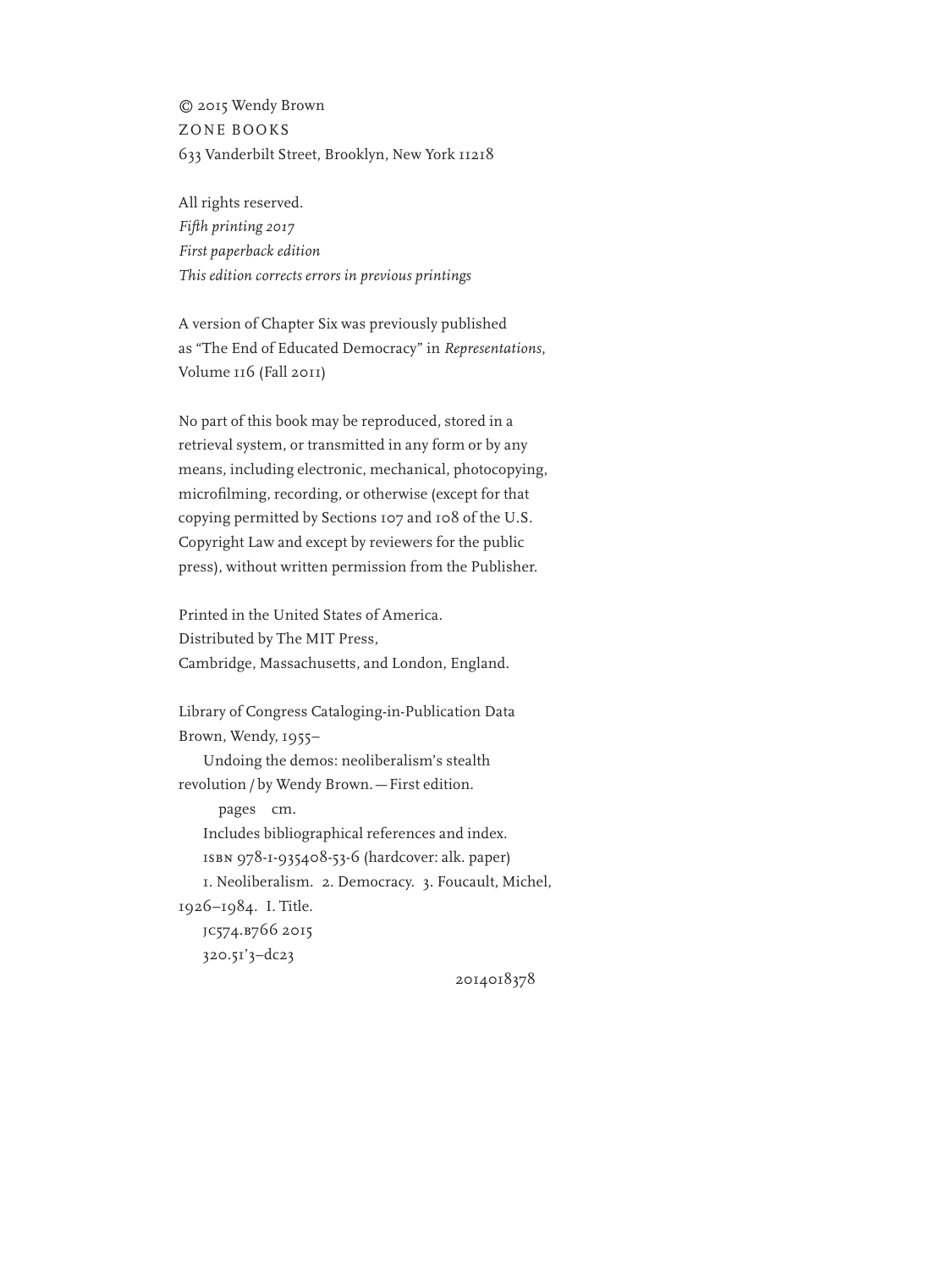© 2015 Wendy Brown
ZONE BOOKS
633 Vanderbilt Street, Brooklyn, New York 11218

All rights reserved.
*Fifth printing 2017*
*First paperback edition*
*This edition corrects errors in previous printings*

A version of Chapter Six was previously published as "The End of Educated Democracy" in *Representations*, Volume 116 (Fall 2011)

No part of this book may be reproduced, stored in a retrieval system, or transmitted in any form or by any means, including electronic, mechanical, photocopying, microfilming, recording, or otherwise (except for that copying permitted by Sections 107 and 108 of the U.S. Copyright Law and except by reviewers for the public press), without written permission from the Publisher.

Printed in the United States of America.
Distributed by The MIT Press,
Cambridge, Massachusetts, and London, England.

Library of Congress Cataloging-in-Publication Data
Brown, Wendy, 1955–
Undoing the demos: neoliberalism's stealth revolution / by Wendy Brown. — First edition.
pages cm.
Includes bibliographical references and index.
ISBN 978-1-935408-53-6 (hardcover: alk. paper)
1. Neoliberalism. 2. Democracy. 3. Foucault, Michel, 1926–1984. I. Title.
JC574.B766 2015
320.51'3–dc23

2014018378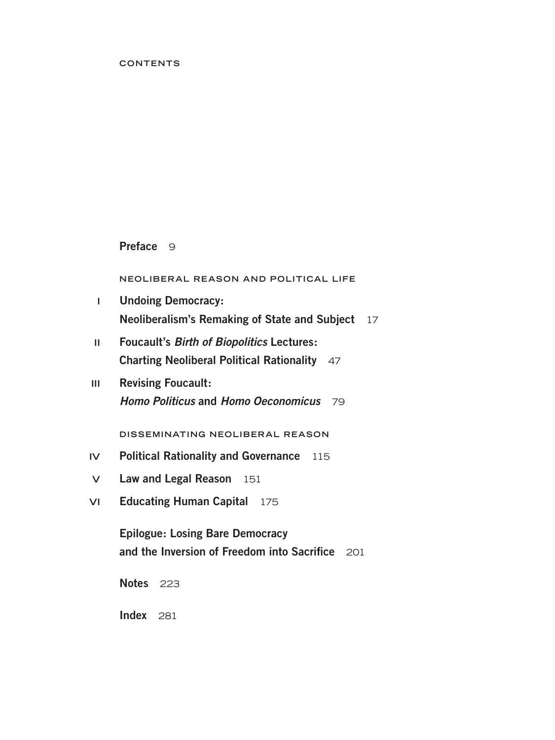# CONTENTS

**Preface** 9

## NEOLIBERAL REASON AND POLITICAL LIFE

I **Undoing Democracy: Neoliberalism's Remaking of State and Subject** 17

II **Foucault's *Birth of Biopolitics* Lectures: Charting Neoliberal Political Rationality** 47

III **Revising Foucault: *Homo Politicus* and *Homo Oeconomicus*** 79

## DISSEMINATING NEOLIBERAL REASON

IV **Political Rationality and Governance** 115

V **Law and Legal Reason** 151

VI **Educating Human Capital** 175

**Epilogue: Losing Bare Democracy and the Inversion of Freedom into Sacrifice** 201

**Notes** 223

**Index** 281